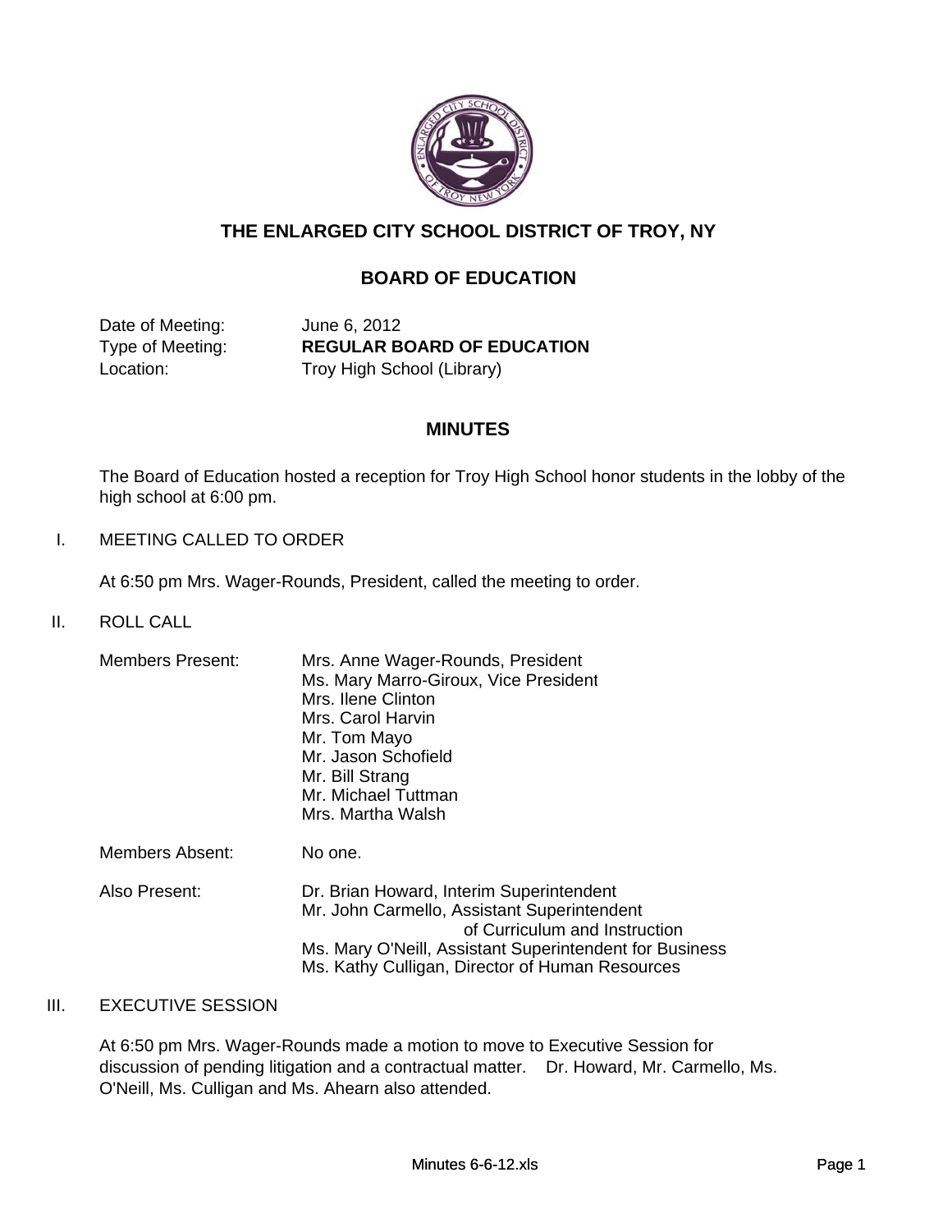# THE ENLARGED CITY SCHOOL DISTRICT OF TROY, NY

## BOARD OF EDUCATION

| | |
|---|---|
| Date of Meeting: | June 6, 2012 |
| Type of Meeting: | **REGULAR BOARD OF EDUCATION** |
| Location: | Troy High School (Library) |

## MINUTES

The Board of Education hosted a reception for Troy High School honor students in the lobby of the high school at 6:00 pm.

I. MEETING CALLED TO ORDER

At 6:50 pm Mrs. Wager-Rounds, President, called the meeting to order.

II. ROLL CALL

Members Present:
- Mrs. Anne Wager-Rounds, President
- Ms. Mary Marro-Giroux, Vice President
- Mrs. Ilene Clinton
- Mrs. Carol Harvin
- Mr. Tom Mayo
- Mr. Jason Schofield
- Mr. Bill Strang
- Mr. Michael Tuttman
- Mrs. Martha Walsh

Members Absent: No one.

Also Present:
- Dr. Brian Howard, Interim Superintendent
- Mr. John Carmello, Assistant Superintendent of Curriculum and Instruction
- Ms. Mary O'Neill, Assistant Superintendent for Business
- Ms. Kathy Culligan, Director of Human Resources

III. EXECUTIVE SESSION

At 6:50 pm Mrs. Wager-Rounds made a motion to move to Executive Session for discussion of pending litigation and a contractual matter. Dr. Howard, Mr. Carmello, Ms. O'Neill, Ms. Culligan and Ms. Ahearn also attended.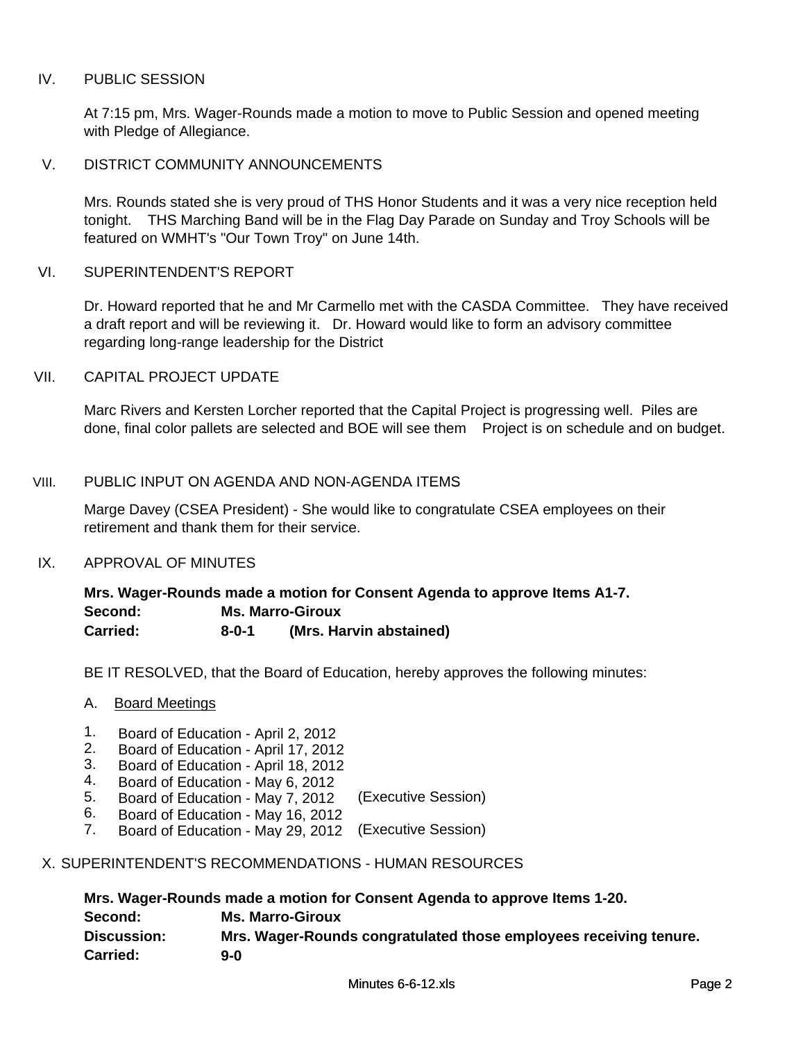## IV. PUBLIC SESSION

At 7:15 pm, Mrs. Wager-Rounds made a motion to move to Public Session and opened meeting with Pledge of Allegiance.

## V. DISTRICT COMMUNITY ANNOUNCEMENTS

Mrs. Rounds stated she is very proud of THS Honor Students and it was a very nice reception held tonight. THS Marching Band will be in the Flag Day Parade on Sunday and Troy Schools will be featured on WMHT's "Our Town Troy" on June 14th.

## VI. SUPERINTENDENT'S REPORT

Dr. Howard reported that he and Mr Carmello met with the CASDA Committee. They have received a draft report and will be reviewing it. Dr. Howard would like to form an advisory committee regarding long-range leadership for the District

## VII. CAPITAL PROJECT UPDATE

Marc Rivers and Kersten Lorcher reported that the Capital Project is progressing well. Piles are done, final color pallets are selected and BOE will see them Project is on schedule and on budget.

## VIII. PUBLIC INPUT ON AGENDA AND NON-AGENDA ITEMS

Marge Davey (CSEA President) - She would like to congratulate CSEA employees on their retirement and thank them for their service.

## IX. APPROVAL OF MINUTES

**Mrs. Wager-Rounds made a motion for Consent Agenda to approve Items A1-7.**
**Second:** **Ms. Marro-Giroux**
**Carried:** **8-0-1 (Mrs. Harvin abstained)**

BE IT RESOLVED, that the Board of Education, hereby approves the following minutes:

A. Board Meetings

1. Board of Education - April 2, 2012
2. Board of Education - April 17, 2012
3. Board of Education - April 18, 2012
4. Board of Education - May 6, 2012
5. Board of Education - May 7, 2012 (Executive Session)
6. Board of Education - May 16, 2012
7. Board of Education - May 29, 2012 (Executive Session)

## X. SUPERINTENDENT'S RECOMMENDATIONS - HUMAN RESOURCES

**Mrs. Wager-Rounds made a motion for Consent Agenda to approve Items 1-20.**
**Second:** **Ms. Marro-Giroux**
**Discussion:** **Mrs. Wager-Rounds congratulated those employees receiving tenure.**
**Carried:** **9-0**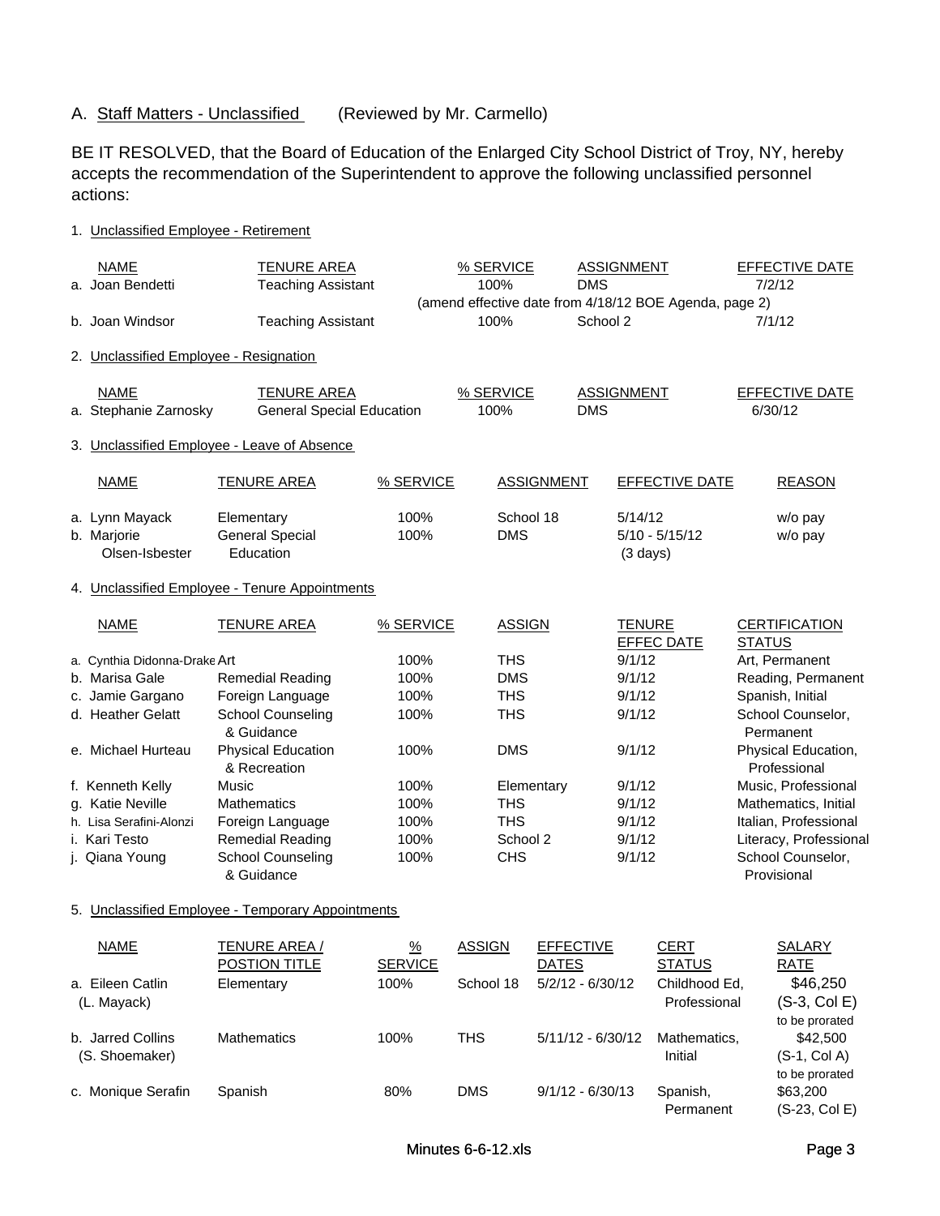## A. Staff Matters - Unclassified (Reviewed by Mr. Carmello)

BE IT RESOLVED, that the Board of Education of the Enlarged City School District of Troy, NY, hereby accepts the recommendation of the Superintendent to approve the following unclassified personnel actions:

### 1. Unclassified Employee - Retirement

| NAME | TENURE AREA | % SERVICE | ASSIGNMENT | EFFECTIVE DATE |
|---|---|---|---|---|
| a. Joan Bendetti | Teaching Assistant | 100% | DMS | 7/2/12 |
| | | (amend effective date from 4/18/12 BOE Agenda, page 2) | | |
| b. Joan Windsor | Teaching Assistant | 100% | School 2 | 7/1/12 |

### 2. Unclassified Employee - Resignation

| NAME | TENURE AREA | % SERVICE | ASSIGNMENT | EFFECTIVE DATE |
|---|---|---|---|---|
| a. Stephanie Zarnosky | General Special Education | 100% | DMS | 6/30/12 |

### 3. Unclassified Employee - Leave of Absence

| NAME | TENURE AREA | % SERVICE | ASSIGNMENT | EFFECTIVE DATE | REASON |
|---|---|---|---|---|---|
| a. Lynn Mayack | Elementary | 100% | School 18 | 5/14/12 | w/o pay |
| b. Marjorie Olsen-Isbester | General Special Education | 100% | DMS | 5/10 - 5/15/12 (3 days) | w/o pay |

### 4. Unclassified Employee - Tenure Appointments

| NAME | TENURE AREA | % SERVICE | ASSIGN | TENURE EFFEC DATE | CERTIFICATION STATUS |
|---|---|---|---|---|---|
| a. Cynthia Didonna-Drake | Art | 100% | THS | 9/1/12 | Art, Permanent |
| b. Marisa Gale | Remedial Reading | 100% | DMS | 9/1/12 | Reading, Permanent |
| c. Jamie Gargano | Foreign Language | 100% | THS | 9/1/12 | Spanish, Initial |
| d. Heather Gelatt | School Counseling & Guidance | 100% | THS | 9/1/12 | School Counselor, Permanent |
| e. Michael Hurteau | Physical Education & Recreation | 100% | DMS | 9/1/12 | Physical Education, Professional |
| f. Kenneth Kelly | Music | 100% | Elementary | 9/1/12 | Music, Professional |
| g. Katie Neville | Mathematics | 100% | THS | 9/1/12 | Mathematics, Initial |
| h. Lisa Serafini-Alonzi | Foreign Language | 100% | THS | 9/1/12 | Italian, Professional |
| i. Kari Testo | Remedial Reading | 100% | School 2 | 9/1/12 | Literacy, Professional |
| j. Qiana Young | School Counseling & Guidance | 100% | CHS | 9/1/12 | School Counselor, Provisional |

### 5. Unclassified Employee - Temporary Appointments

| NAME | TENURE AREA / POSTION TITLE | % SERVICE | ASSIGN | EFFECTIVE DATES | CERT STATUS | SALARY RATE |
|---|---|---|---|---|---|---|
| a. Eileen Catlin (L. Mayack) | Elementary | 100% | School 18 | 5/2/12 - 6/30/12 | Childhood Ed, Professional | $46,250 (S-3, Col E) to be prorated |
| b. Jarred Collins (S. Shoemaker) | Mathematics | 100% | THS | 5/11/12 - 6/30/12 | Mathematics, Initial | $42,500 (S-1, Col A) to be prorated |
| c. Monique Serafin | Spanish | 80% | DMS | 9/1/12 - 6/30/13 | Spanish, Permanent | $63,200 (S-23, Col E) |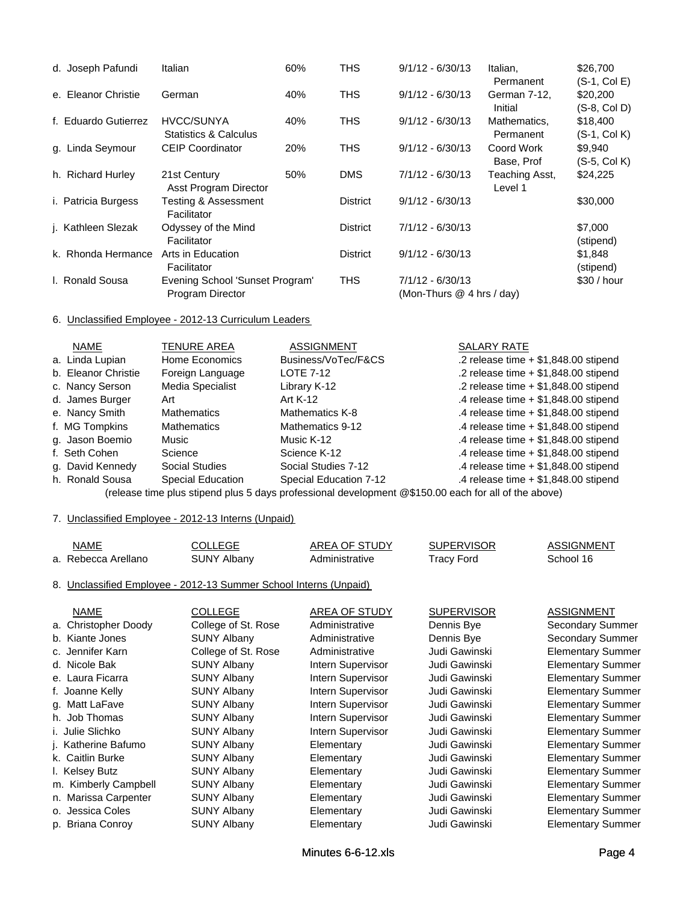| | | | | | | |
|---|---|---|---|---|---|---|
| d. Joseph Pafundi | Italian | 60% | THS | 9/1/12 - 6/30/13 | Italian, Permanent | $26,700 (S-1, Col E) |
| e. Eleanor Christie | German | 40% | THS | 9/1/12 - 6/30/13 | German 7-12, Initial | $20,200 (S-8, Col D) |
| f. Eduardo Gutierrez | HVCC/SUNYA Statistics & Calculus | 40% | THS | 9/1/12 - 6/30/13 | Mathematics, Permanent | $18,400 (S-1, Col K) |
| g. Linda Seymour | CEIP Coordinator | 20% | THS | 9/1/12 - 6/30/13 | Coord Work Base, Prof | $9,940 (S-5, Col K) |
| h. Richard Hurley | 21st Century Asst Program Director | 50% | DMS | 7/1/12 - 6/30/13 | Teaching Asst, Level 1 | $24,225 |
| i. Patricia Burgess | Testing & Assessment Facilitator | | District | 9/1/12 - 6/30/13 | | $30,000 |
| j. Kathleen Slezak | Odyssey of the Mind Facilitator | | District | 7/1/12 - 6/30/13 | | $7,000 (stipend) |
| k. Rhonda Hermance | Arts in Education Facilitator | | District | 9/1/12 - 6/30/13 | | $1,848 (stipend) |
| l. Ronald Sousa | Evening School 'Sunset Program' Program Director | | THS | 7/1/12 - 6/30/13 (Mon-Thurs @ 4 hrs / day) | | $30 / hour |

6. Unclassified Employee - 2012-13 Curriculum Leaders

| NAME | TENURE AREA | ASSIGNMENT | SALARY RATE |
|---|---|---|---|
| a. Linda Lupian | Home Economics | Business/VoTec/F&CS | .2 release time + $1,848.00 stipend |
| b. Eleanor Christie | Foreign Language | LOTE 7-12 | .2 release time + $1,848.00 stipend |
| c. Nancy Serson | Media Specialist | Library K-12 | .2 release time + $1,848.00 stipend |
| d. James Burger | Art | Art K-12 | .4 release time + $1,848.00 stipend |
| e. Nancy Smith | Mathematics | Mathematics K-8 | .4 release time + $1,848.00 stipend |
| f. MG Tompkins | Mathematics | Mathematics 9-12 | .4 release time + $1,848.00 stipend |
| g. Jason Boemio | Music | Music K-12 | .4 release time + $1,848.00 stipend |
| f. Seth Cohen | Science | Science K-12 | .4 release time + $1,848.00 stipend |
| g. David Kennedy | Social Studies | Social Studies 7-12 | .4 release time + $1,848.00 stipend |
| h. Ronald Sousa | Special Education | Special Education 7-12 | .4 release time + $1,848.00 stipend |

(release time plus stipend plus 5 days professional development @$150.00 each for all of the above)

7. Unclassified Employee - 2012-13 Interns (Unpaid)

| NAME | COLLEGE | AREA OF STUDY | SUPERVISOR | ASSIGNMENT |
|---|---|---|---|---|
| a. Rebecca Arellano | SUNY Albany | Administrative | Tracy Ford | School 16 |

8. Unclassified Employee - 2012-13 Summer School Interns (Unpaid)

| NAME | COLLEGE | AREA OF STUDY | SUPERVISOR | ASSIGNMENT |
|---|---|---|---|---|
| a. Christopher Doody | College of St. Rose | Administrative | Dennis Bye | Secondary Summer |
| b. Kiante Jones | SUNY Albany | Administrative | Dennis Bye | Secondary Summer |
| c. Jennifer Karn | College of St. Rose | Administrative | Judi Gawinski | Elementary Summer |
| d. Nicole Bak | SUNY Albany | Intern Supervisor | Judi Gawinski | Elementary Summer |
| e. Laura Ficarra | SUNY Albany | Intern Supervisor | Judi Gawinski | Elementary Summer |
| f. Joanne Kelly | SUNY Albany | Intern Supervisor | Judi Gawinski | Elementary Summer |
| g. Matt LaFave | SUNY Albany | Intern Supervisor | Judi Gawinski | Elementary Summer |
| h. Job Thomas | SUNY Albany | Intern Supervisor | Judi Gawinski | Elementary Summer |
| i. Julie Slichko | SUNY Albany | Intern Supervisor | Judi Gawinski | Elementary Summer |
| j. Katherine Bafumo | SUNY Albany | Elementary | Judi Gawinski | Elementary Summer |
| k. Caitlin Burke | SUNY Albany | Elementary | Judi Gawinski | Elementary Summer |
| l. Kelsey Butz | SUNY Albany | Elementary | Judi Gawinski | Elementary Summer |
| m. Kimberly Campbell | SUNY Albany | Elementary | Judi Gawinski | Elementary Summer |
| n. Marissa Carpenter | SUNY Albany | Elementary | Judi Gawinski | Elementary Summer |
| o. Jessica Coles | SUNY Albany | Elementary | Judi Gawinski | Elementary Summer |
| p. Briana Conroy | SUNY Albany | Elementary | Judi Gawinski | Elementary Summer |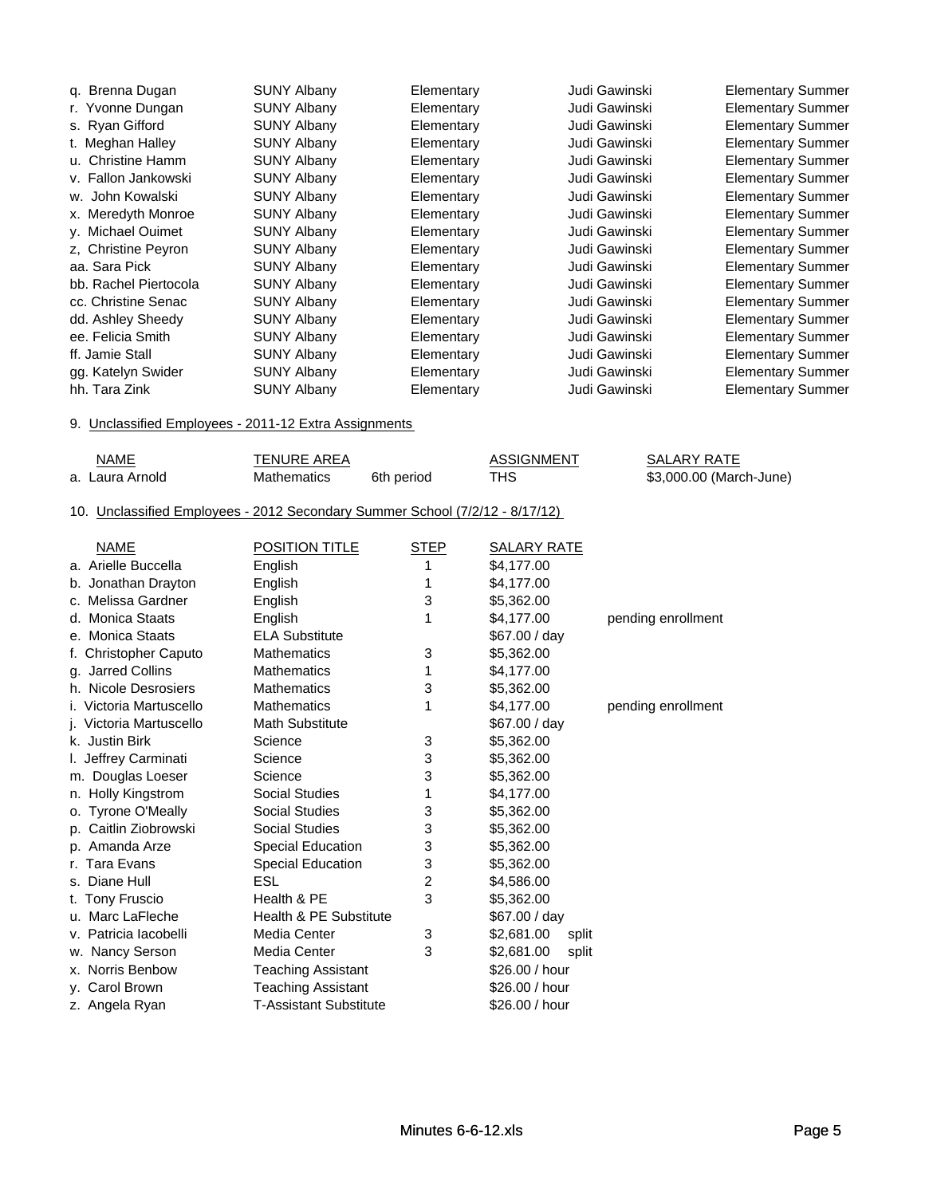| | | | | |
|---|---|---|---|---|
| q. Brenna Dugan | SUNY Albany | Elementary | Judi Gawinski | Elementary Summer |
| r. Yvonne Dungan | SUNY Albany | Elementary | Judi Gawinski | Elementary Summer |
| s. Ryan Gifford | SUNY Albany | Elementary | Judi Gawinski | Elementary Summer |
| t. Meghan Halley | SUNY Albany | Elementary | Judi Gawinski | Elementary Summer |
| u. Christine Hamm | SUNY Albany | Elementary | Judi Gawinski | Elementary Summer |
| v. Fallon Jankowski | SUNY Albany | Elementary | Judi Gawinski | Elementary Summer |
| w. John Kowalski | SUNY Albany | Elementary | Judi Gawinski | Elementary Summer |
| x. Meredyth Monroe | SUNY Albany | Elementary | Judi Gawinski | Elementary Summer |
| y. Michael Ouimet | SUNY Albany | Elementary | Judi Gawinski | Elementary Summer |
| z, Christine Peyron | SUNY Albany | Elementary | Judi Gawinski | Elementary Summer |
| aa. Sara Pick | SUNY Albany | Elementary | Judi Gawinski | Elementary Summer |
| bb. Rachel Piertocola | SUNY Albany | Elementary | Judi Gawinski | Elementary Summer |
| cc. Christine Senac | SUNY Albany | Elementary | Judi Gawinski | Elementary Summer |
| dd. Ashley Sheedy | SUNY Albany | Elementary | Judi Gawinski | Elementary Summer |
| ee. Felicia Smith | SUNY Albany | Elementary | Judi Gawinski | Elementary Summer |
| ff. Jamie Stall | SUNY Albany | Elementary | Judi Gawinski | Elementary Summer |
| gg. Katelyn Swider | SUNY Albany | Elementary | Judi Gawinski | Elementary Summer |
| hh. Tara Zink | SUNY Albany | Elementary | Judi Gawinski | Elementary Summer |

9. Unclassified Employees - 2011-12 Extra Assignments

| NAME | TENURE AREA | | ASSIGNMENT | SALARY RATE |
|---|---|---|---|---|
| a. Laura Arnold | Mathematics | 6th period | THS | $3,000.00 (March-June) |

10. Unclassified Employees - 2012 Secondary Summer School (7/2/12 - 8/17/12)

| NAME | POSITION TITLE | STEP | SALARY RATE | |
|---|---|---|---|---|
| a. Arielle Buccella | English | 1 | $4,177.00 | |
| b. Jonathan Drayton | English | 1 | $4,177.00 | |
| c. Melissa Gardner | English | 3 | $5,362.00 | |
| d. Monica Staats | English | 1 | $4,177.00 | pending enrollment |
| e. Monica Staats | ELA Substitute | | $67.00 / day | |
| f. Christopher Caputo | Mathematics | 3 | $5,362.00 | |
| g. Jarred Collins | Mathematics | 1 | $4,177.00 | |
| h. Nicole Desrosiers | Mathematics | 3 | $5,362.00 | |
| i. Victoria Martuscello | Mathematics | 1 | $4,177.00 | pending enrollment |
| j. Victoria Martuscello | Math Substitute | | $67.00 / day | |
| k. Justin Birk | Science | 3 | $5,362.00 | |
| l. Jeffrey Carminati | Science | 3 | $5,362.00 | |
| m. Douglas Loeser | Science | 3 | $5,362.00 | |
| n. Holly Kingstrom | Social Studies | 1 | $4,177.00 | |
| o. Tyrone O'Meally | Social Studies | 3 | $5,362.00 | |
| p. Caitlin Ziobrowski | Social Studies | 3 | $5,362.00 | |
| p. Amanda Arze | Special Education | 3 | $5,362.00 | |
| r. Tara Evans | Special Education | 3 | $5,362.00 | |
| s. Diane Hull | ESL | 2 | $4,586.00 | |
| t. Tony Fruscio | Health & PE | 3 | $5,362.00 | |
| u. Marc LaFleche | Health & PE Substitute | | $67.00 / day | |
| v. Patricia Iacobelli | Media Center | 3 | $2,681.00 split | |
| w. Nancy Serson | Media Center | 3 | $2,681.00 split | |
| x. Norris Benbow | Teaching Assistant | | $26.00 / hour | |
| y. Carol Brown | Teaching Assistant | | $26.00 / hour | |
| z. Angela Ryan | T-Assistant Substitute | | $26.00 / hour | |

Minutes 6-6-12.xls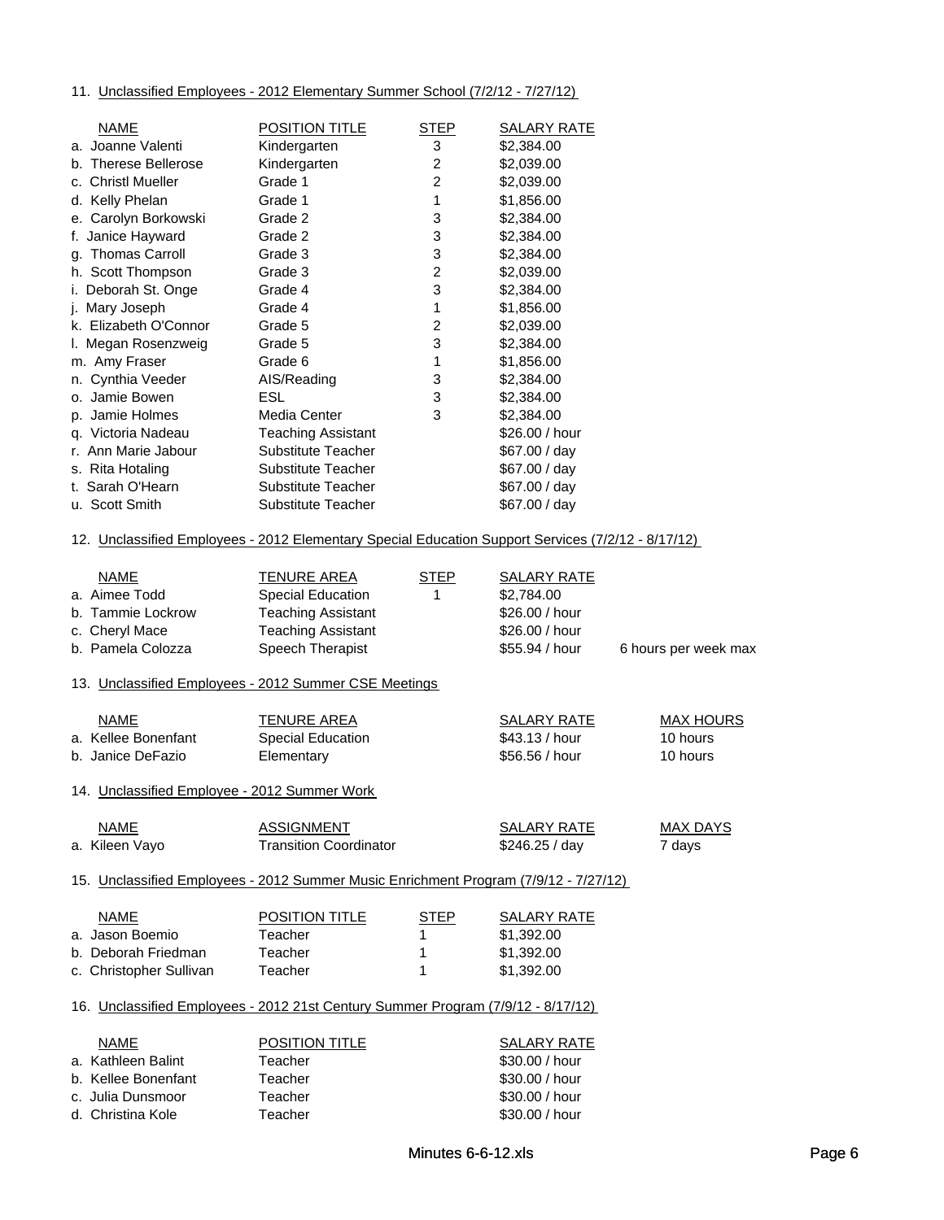11. Unclassified Employees - 2012 Elementary Summer School (7/2/12 - 7/27/12)

| NAME | POSITION TITLE | STEP | SALARY RATE |
|---|---|---|---|
| a. Joanne Valenti | Kindergarten | 3 | $2,384.00 |
| b. Therese Bellerose | Kindergarten | 2 | $2,039.00 |
| c. Christl Mueller | Grade 1 | 2 | $2,039.00 |
| d. Kelly Phelan | Grade 1 | 1 | $1,856.00 |
| e. Carolyn Borkowski | Grade 2 | 3 | $2,384.00 |
| f. Janice Hayward | Grade 2 | 3 | $2,384.00 |
| g. Thomas Carroll | Grade 3 | 3 | $2,384.00 |
| h. Scott Thompson | Grade 3 | 2 | $2,039.00 |
| i. Deborah St. Onge | Grade 4 | 3 | $2,384.00 |
| j. Mary Joseph | Grade 4 | 1 | $1,856.00 |
| k. Elizabeth O'Connor | Grade 5 | 2 | $2,039.00 |
| l. Megan Rosenzweig | Grade 5 | 3 | $2,384.00 |
| m. Amy Fraser | Grade 6 | 1 | $1,856.00 |
| n. Cynthia Veeder | AIS/Reading | 3 | $2,384.00 |
| o. Jamie Bowen | ESL | 3 | $2,384.00 |
| p. Jamie Holmes | Media Center | 3 | $2,384.00 |
| q. Victoria Nadeau | Teaching Assistant | | $26.00 / hour |
| r. Ann Marie Jabour | Substitute Teacher | | $67.00 / day |
| s. Rita Hotaling | Substitute Teacher | | $67.00 / day |
| t. Sarah O'Hearn | Substitute Teacher | | $67.00 / day |
| u. Scott Smith | Substitute Teacher | | $67.00 / day |

12. Unclassified Employees - 2012 Elementary Special Education Support Services (7/2/12 - 8/17/12)

| NAME | TENURE AREA | STEP | SALARY RATE | |
|---|---|---|---|---|
| a. Aimee Todd | Special Education | 1 | $2,784.00 | |
| b. Tammie Lockrow | Teaching Assistant | | $26.00 / hour | |
| c. Cheryl Mace | Teaching Assistant | | $26.00 / hour | |
| b. Pamela Colozza | Speech Therapist | | $55.94 / hour | 6 hours per week max |

13. Unclassified Employees - 2012 Summer CSE Meetings

| NAME | TENURE AREA | SALARY RATE | MAX HOURS |
|---|---|---|---|
| a. Kellee Bonenfant | Special Education | $43.13 / hour | 10 hours |
| b. Janice DeFazio | Elementary | $56.56 / hour | 10 hours |

14. Unclassified Employee - 2012 Summer Work

| NAME | ASSIGNMENT | SALARY RATE | MAX DAYS |
|---|---|---|---|
| a. Kileen Vayo | Transition Coordinator | $246.25 / day | 7 days |

15. Unclassified Employees - 2012 Summer Music Enrichment Program (7/9/12 - 7/27/12)

| NAME | POSITION TITLE | STEP | SALARY RATE |
|---|---|---|---|
| a. Jason Boemio | Teacher | 1 | $1,392.00 |
| b. Deborah Friedman | Teacher | 1 | $1,392.00 |
| c. Christopher Sullivan | Teacher | 1 | $1,392.00 |

16. Unclassified Employees - 2012 21st Century Summer Program (7/9/12 - 8/17/12)

| NAME | POSITION TITLE | SALARY RATE |
|---|---|---|
| a. Kathleen Balint | Teacher | $30.00 / hour |
| b. Kellee Bonenfant | Teacher | $30.00 / hour |
| c. Julia Dunsmoor | Teacher | $30.00 / hour |
| d. Christina Kole | Teacher | $30.00 / hour |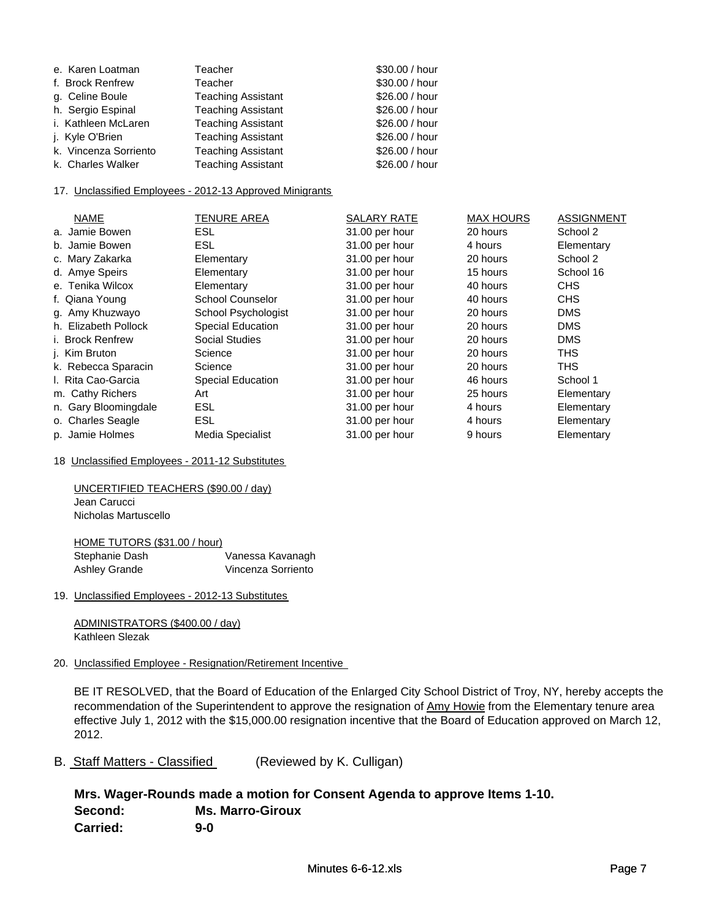| | | |
|---|---|---|
| e. Karen Loatman | Teacher | $30.00 / hour |
| f. Brock Renfrew | Teacher | $30.00 / hour |
| g. Celine Boule | Teaching Assistant | $26.00 / hour |
| h. Sergio Espinal | Teaching Assistant | $26.00 / hour |
| i. Kathleen McLaren | Teaching Assistant | $26.00 / hour |
| j. Kyle O'Brien | Teaching Assistant | $26.00 / hour |
| k. Vincenza Sorriento | Teaching Assistant | $26.00 / hour |
| k. Charles Walker | Teaching Assistant | $26.00 / hour |

17. Unclassified Employees - 2012-13 Approved Minigrants

| NAME | TENURE AREA | SALARY RATE | MAX HOURS | ASSIGNMENT |
|---|---|---|---|---|
| a. Jamie Bowen | ESL | 31.00 per hour | 20 hours | School 2 |
| b. Jamie Bowen | ESL | 31.00 per hour | 4 hours | Elementary |
| c. Mary Zakarka | Elementary | 31.00 per hour | 20 hours | School 2 |
| d. Amye Speirs | Elementary | 31.00 per hour | 15 hours | School 16 |
| e. Tenika Wilcox | Elementary | 31.00 per hour | 40 hours | CHS |
| f. Qiana Young | School Counselor | 31.00 per hour | 40 hours | CHS |
| g. Amy Khuzwayo | School Psychologist | 31.00 per hour | 20 hours | DMS |
| h. Elizabeth Pollock | Special Education | 31.00 per hour | 20 hours | DMS |
| i. Brock Renfrew | Social Studies | 31.00 per hour | 20 hours | DMS |
| j. Kim Bruton | Science | 31.00 per hour | 20 hours | THS |
| k. Rebecca Sparacin | Science | 31.00 per hour | 20 hours | THS |
| l. Rita Cao-Garcia | Special Education | 31.00 per hour | 46 hours | School 1 |
| m. Cathy Richers | Art | 31.00 per hour | 25 hours | Elementary |
| n. Gary Bloomingdale | ESL | 31.00 per hour | 4 hours | Elementary |
| o. Charles Seagle | ESL | 31.00 per hour | 4 hours | Elementary |
| p. Jamie Holmes | Media Specialist | 31.00 per hour | 9 hours | Elementary |

18 Unclassified Employees - 2011-12 Substitutes

UNCERTIFIED TEACHERS ($90.00 / day)
Jean Carucci
Nicholas Martuscello

HOME TUTORS ($31.00 / hour)

| | |
|---|---|
| Stephanie Dash | Vanessa Kavanagh |
| Ashley Grande | Vincenza Sorriento |

19. Unclassified Employees - 2012-13 Substitutes

ADMINISTRATORS ($400.00 / day)
Kathleen Slezak

20. Unclassified Employee - Resignation/Retirement Incentive

BE IT RESOLVED, that the Board of Education of the Enlarged City School District of Troy, NY, hereby accepts the recommendation of the Superintendent to approve the resignation of Amy Howie from the Elementary tenure area effective July 1, 2012 with the $15,000.00 resignation incentive that the Board of Education approved on March 12, 2012.

B. Staff Matters - Classified (Reviewed by K. Culligan)

**Mrs. Wager-Rounds made a motion for Consent Agenda to approve Items 1-10.**
**Second: Ms. Marro-Giroux**
**Carried: 9-0**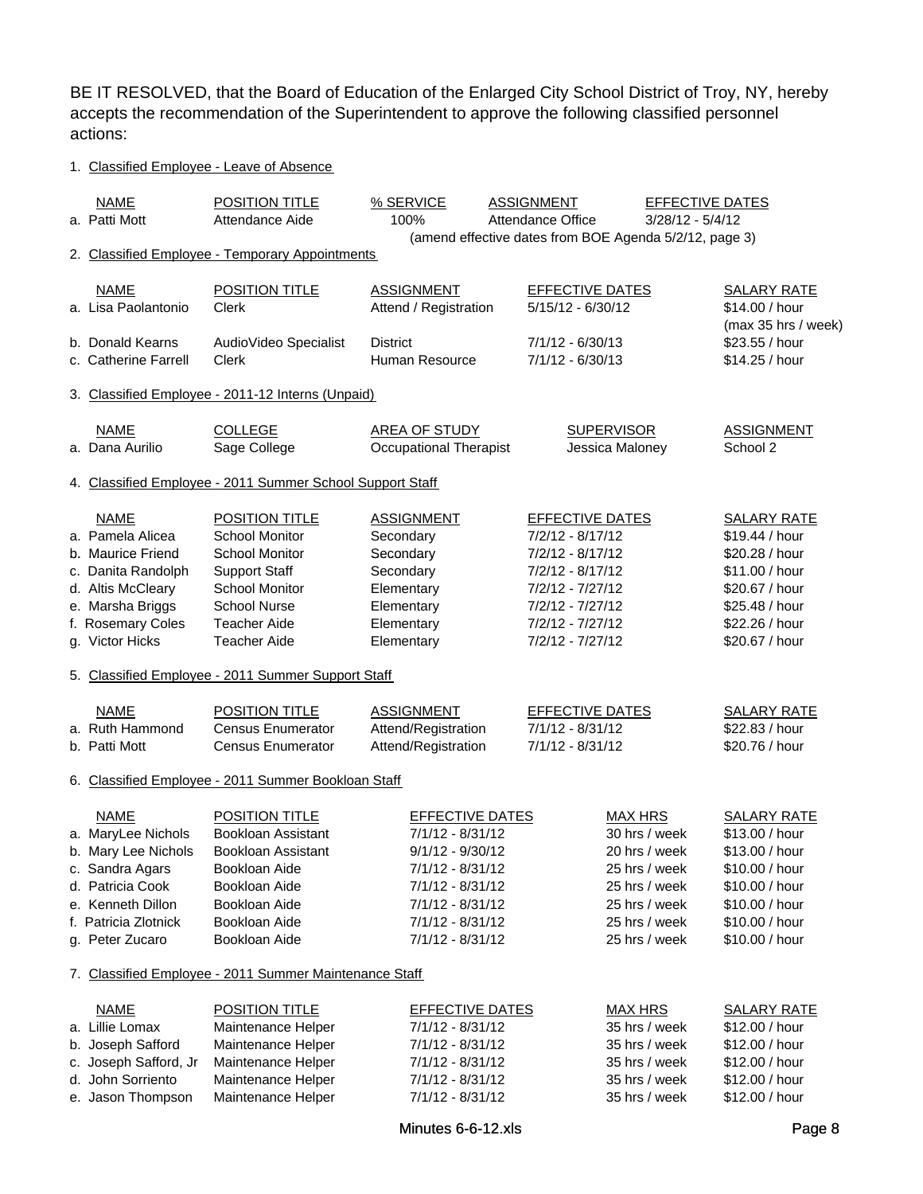BE IT RESOLVED, that the Board of Education of the Enlarged City School District of Troy, NY, hereby accepts the recommendation of the Superintendent to approve the following classified personnel actions:

1. Classified Employee - Leave of Absence

| NAME | POSITION TITLE | % SERVICE | ASSIGNMENT | EFFECTIVE DATES |
|---|---|---|---|---|
| a. Patti Mott | Attendance Aide | 100% | Attendance Office | 3/28/12 - 5/4/12 |
| | | (amend effective dates from BOE Agenda 5/2/12, page 3) | | |

2. Classified Employee - Temporary Appointments

| NAME | POSITION TITLE | ASSIGNMENT | EFFECTIVE DATES | SALARY RATE |
|---|---|---|---|---|
| a. Lisa Paolantonio | Clerk | Attend / Registration | 5/15/12 - 6/30/12 | $14.00 / hour (max 35 hrs / week) |
| b. Donald Kearns | AudioVideo Specialist | District | 7/1/12 - 6/30/13 | $23.55 / hour |
| c. Catherine Farrell | Clerk | Human Resource | 7/1/12 - 6/30/13 | $14.25 / hour |

3. Classified Employee - 2011-12 Interns (Unpaid)

| NAME | COLLEGE | AREA OF STUDY | SUPERVISOR | ASSIGNMENT |
|---|---|---|---|---|
| a. Dana Aurilio | Sage College | Occupational Therapist | Jessica Maloney | School 2 |

4. Classified Employee - 2011 Summer School Support Staff

| NAME | POSITION TITLE | ASSIGNMENT | EFFECTIVE DATES | SALARY RATE |
|---|---|---|---|---|
| a. Pamela Alicea | School Monitor | Secondary | 7/2/12 - 8/17/12 | $19.44 / hour |
| b. Maurice Friend | School Monitor | Secondary | 7/2/12 - 8/17/12 | $20.28 / hour |
| c. Danita Randolph | Support Staff | Secondary | 7/2/12 - 8/17/12 | $11.00 / hour |
| d. Altis McCleary | School Monitor | Elementary | 7/2/12 - 7/27/12 | $20.67 / hour |
| e. Marsha Briggs | School Nurse | Elementary | 7/2/12 - 7/27/12 | $25.48 / hour |
| f. Rosemary Coles | Teacher Aide | Elementary | 7/2/12 - 7/27/12 | $22.26 / hour |
| g. Victor Hicks | Teacher Aide | Elementary | 7/2/12 - 7/27/12 | $20.67 / hour |

5. Classified Employee - 2011 Summer Support Staff

| NAME | POSITION TITLE | ASSIGNMENT | EFFECTIVE DATES | SALARY RATE |
|---|---|---|---|---|
| a. Ruth Hammond | Census Enumerator | Attend/Registration | 7/1/12 - 8/31/12 | $22.83 / hour |
| b. Patti Mott | Census Enumerator | Attend/Registration | 7/1/12 - 8/31/12 | $20.76 / hour |

6. Classified Employee - 2011 Summer Bookloan Staff

| NAME | POSITION TITLE | EFFECTIVE DATES | MAX HRS | SALARY RATE |
|---|---|---|---|---|
| a. MaryLee Nichols | Bookloan Assistant | 7/1/12 - 8/31/12 | 30 hrs / week | $13.00 / hour |
| b. Mary Lee Nichols | Bookloan Assistant | 9/1/12 - 9/30/12 | 20 hrs / week | $13.00 / hour |
| c. Sandra Agars | Bookloan Aide | 7/1/12 - 8/31/12 | 25 hrs / week | $10.00 / hour |
| d. Patricia Cook | Bookloan Aide | 7/1/12 - 8/31/12 | 25 hrs / week | $10.00 / hour |
| e. Kenneth Dillon | Bookloan Aide | 7/1/12 - 8/31/12 | 25 hrs / week | $10.00 / hour |
| f. Patricia Zlotnick | Bookloan Aide | 7/1/12 - 8/31/12 | 25 hrs / week | $10.00 / hour |
| g. Peter Zucaro | Bookloan Aide | 7/1/12 - 8/31/12 | 25 hrs / week | $10.00 / hour |

7. Classified Employee - 2011 Summer Maintenance Staff

| NAME | POSITION TITLE | EFFECTIVE DATES | MAX HRS | SALARY RATE |
|---|---|---|---|---|
| a. Lillie Lomax | Maintenance Helper | 7/1/12 - 8/31/12 | 35 hrs / week | $12.00 / hour |
| b. Joseph Safford | Maintenance Helper | 7/1/12 - 8/31/12 | 35 hrs / week | $12.00 / hour |
| c. Joseph Safford, Jr | Maintenance Helper | 7/1/12 - 8/31/12 | 35 hrs / week | $12.00 / hour |
| d. John Sorriento | Maintenance Helper | 7/1/12 - 8/31/12 | 35 hrs / week | $12.00 / hour |
| e. Jason Thompson | Maintenance Helper | 7/1/12 - 8/31/12 | 35 hrs / week | $12.00 / hour |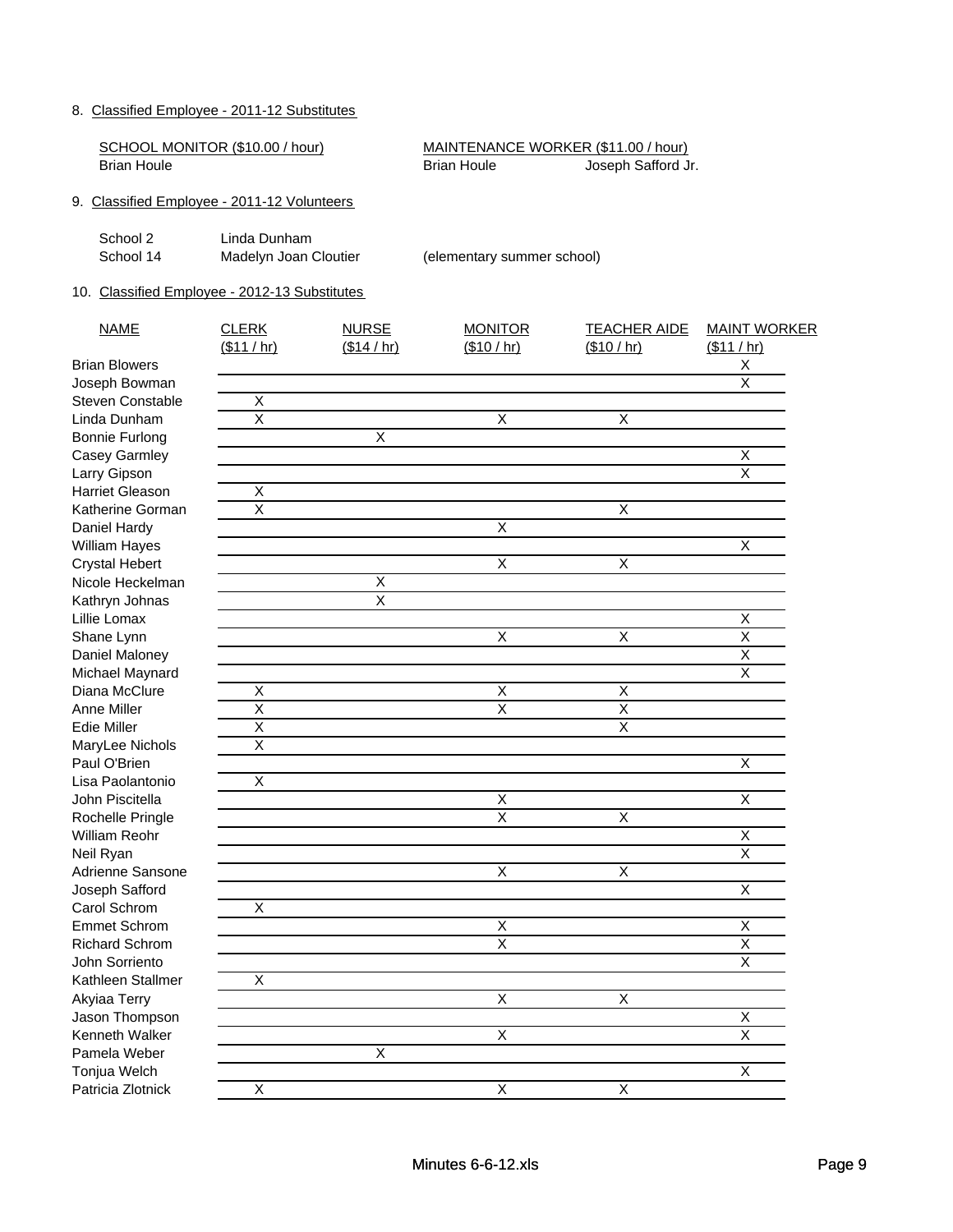8. Classified Employee - 2011-12 Substitutes

| SCHOOL MONITOR ($10.00 / hour) | MAINTENANCE WORKER ($11.00 / hour) | |
|---|---|---|
| Brian Houle | Brian Houle | Joseph Safford Jr. |

9. Classified Employee - 2011-12 Volunteers

| | | |
|---|---|---|
| School 2 | Linda Dunham | |
| School 14 | Madelyn Joan Cloutier | (elementary summer school) |

10. Classified Employee - 2012-13 Substitutes

| NAME | CLERK ($11 / hr) | NURSE ($14 / hr) | MONITOR ($10 / hr) | TEACHER AIDE ($10 / hr) | MAINT WORKER ($11 / hr) |
|---|---|---|---|---|---|
| Brian Blowers | | | | | X |
| Joseph Bowman | | | | | X |
| Steven Constable | X | | | | |
| Linda Dunham | X | | X | X | |
| Bonnie Furlong | | X | | | |
| Casey Garmley | | | | | X |
| Larry Gipson | | | | | X |
| Harriet Gleason | X | | | | |
| Katherine Gorman | X | | | X | |
| Daniel Hardy | | | X | | |
| William Hayes | | | | | X |
| Crystal Hebert | | | X | X | |
| Nicole Heckelman | | X | | | |
| Kathryn Johnas | | X | | | |
| Lillie Lomax | | | | | X |
| Shane Lynn | | | X | X | X |
| Daniel Maloney | | | | | X |
| Michael Maynard | | | | | X |
| Diana McClure | X | | X | X | |
| Anne Miller | X | | X | X | |
| Edie Miller | X | | | X | |
| MaryLee Nichols | X | | | | |
| Paul O'Brien | | | | | X |
| Lisa Paolantonio | X | | | | |
| John Piscitella | | | X | | X |
| Rochelle Pringle | | | X | X | |
| William Reohr | | | | | X |
| Neil Ryan | | | | | X |
| Adrienne Sansone | | | X | X | |
| Joseph Safford | | | | | X |
| Carol Schrom | X | | | | |
| Emmet Schrom | | | X | | X |
| Richard Schrom | | | X | | X |
| John Sorriento | | | | | X |
| Kathleen Stallmer | X | | | | |
| Akyiaa Terry | | | X | X | |
| Jason Thompson | | | | | X |
| Kenneth Walker | | | X | | X |
| Pamela Weber | | X | | | |
| Tonjua Welch | | | | | X |
| Patricia Zlotnick | X | | X | X | |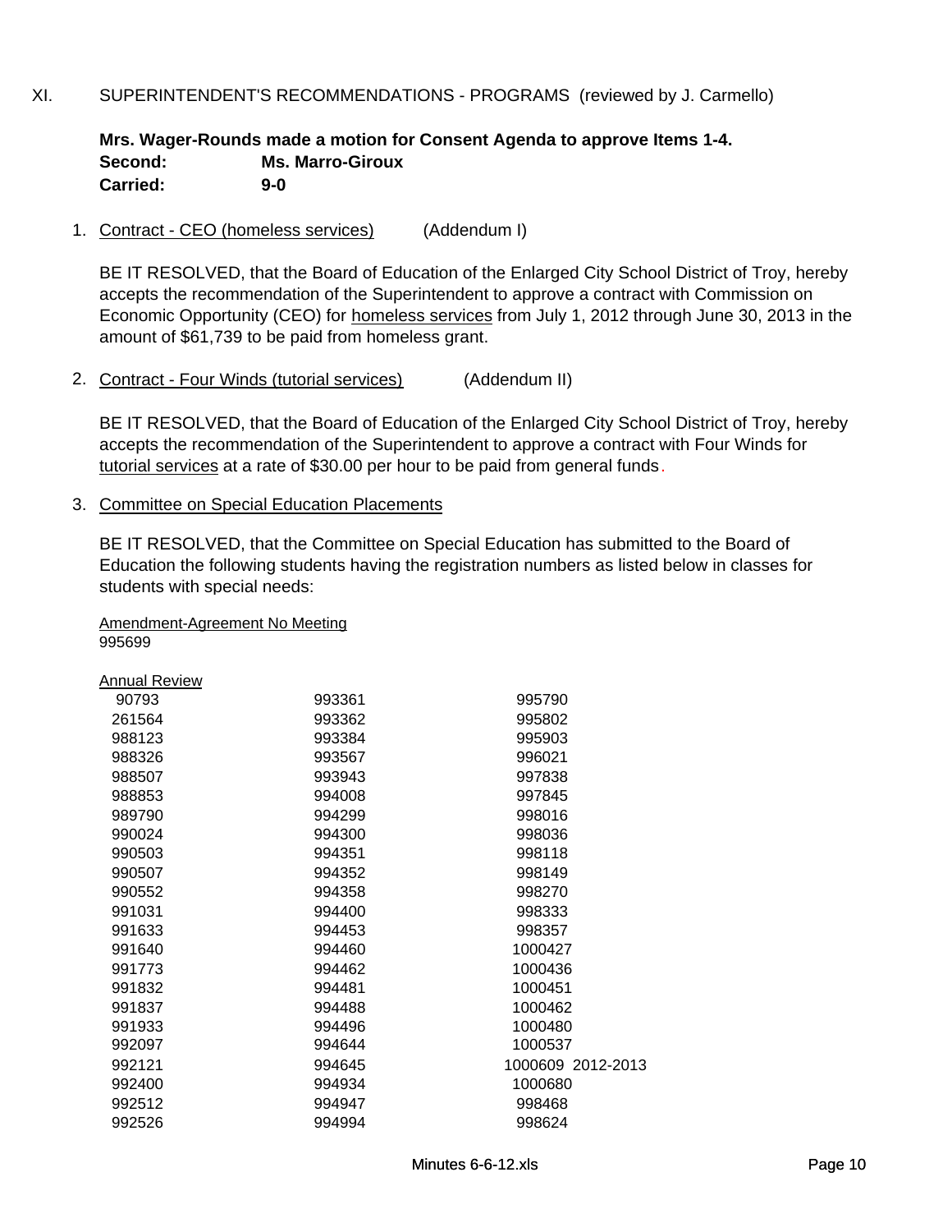XI. SUPERINTENDENT'S RECOMMENDATIONS - PROGRAMS (reviewed by J. Carmello)

**Mrs. Wager-Rounds made a motion for Consent Agenda to approve Items 1-4.**
**Second: Ms. Marro-Giroux**
**Carried: 9-0**

1. Contract - CEO (homeless services) (Addendum I)

   BE IT RESOLVED, that the Board of Education of the Enlarged City School District of Troy, hereby accepts the recommendation of the Superintendent to approve a contract with Commission on Economic Opportunity (CEO) for homeless services from July 1, 2012 through June 30, 2013 in the amount of $61,739 to be paid from homeless grant.

2. Contract - Four Winds (tutorial services) (Addendum II)

   BE IT RESOLVED, that the Board of Education of the Enlarged City School District of Troy, hereby accepts the recommendation of the Superintendent to approve a contract with Four Winds for tutorial services at a rate of $30.00 per hour to be paid from general funds.

3. Committee on Special Education Placements

   BE IT RESOLVED, that the Committee on Special Education has submitted to the Board of Education the following students having the registration numbers as listed below in classes for students with special needs:

Amendment-Agreement No Meeting
995699

Annual Review

| | | |
|---|---|---|
| 90793 | 993361 | 995790 |
| 261564 | 993362 | 995802 |
| 988123 | 993384 | 995903 |
| 988326 | 993567 | 996021 |
| 988507 | 993943 | 997838 |
| 988853 | 994008 | 997845 |
| 989790 | 994299 | 998016 |
| 990024 | 994300 | 998036 |
| 990503 | 994351 | 998118 |
| 990507 | 994352 | 998149 |
| 990552 | 994358 | 998270 |
| 991031 | 994400 | 998333 |
| 991633 | 994453 | 998357 |
| 991640 | 994460 | 1000427 |
| 991773 | 994462 | 1000436 |
| 991832 | 994481 | 1000451 |
| 991837 | 994488 | 1000462 |
| 991933 | 994496 | 1000480 |
| 992097 | 994644 | 1000537 |
| 992121 | 994645 | 1000609 2012-2013 |
| 992400 | 994934 | 1000680 |
| 992512 | 994947 | 998468 |
| 992526 | 994994 | 998624 |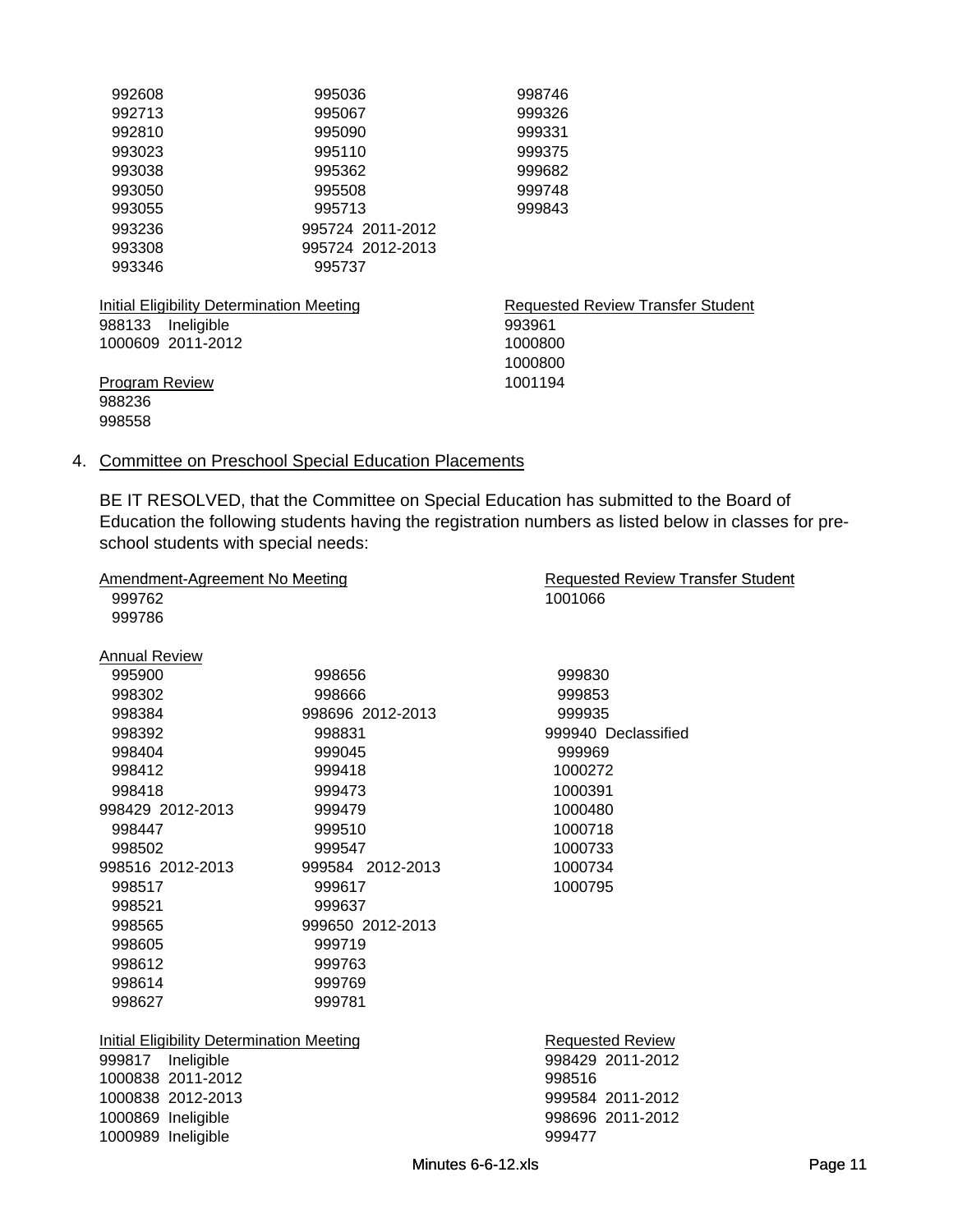| | | |
|---|---|---|
| 992608 | 995036 | 998746 |
| 992713 | 995067 | 999326 |
| 992810 | 995090 | 999331 |
| 993023 | 995110 | 999375 |
| 993038 | 995362 | 999682 |
| 993050 | 995508 | 999748 |
| 993055 | 995713 | 999843 |
| 993236 | 995724 2011-2012 | |
| 993308 | 995724 2012-2013 | |
| 993346 | 995737 | |

Initial Eligibility Determination Meeting

988133 Ineligible
1000609 2011-2012

Program Review

988236
998558

Requested Review Transfer Student

993961
1000800
1000800
1001194

4. Committee on Preschool Special Education Placements

BE IT RESOLVED, that the Committee on Special Education has submitted to the Board of Education the following students having the registration numbers as listed below in classes for pre-school students with special needs:

Amendment-Agreement No Meeting

999762
999786

Requested Review Transfer Student

1001066

Annual Review

| | | |
|---|---|---|
| 995900 | 998656 | 999830 |
| 998302 | 998666 | 999853 |
| 998384 | 998696 2012-2013 | 999935 |
| 998392 | 998831 | 999940 Declassified |
| 998404 | 999045 | 999969 |
| 998412 | 999418 | 1000272 |
| 998418 | 999473 | 1000391 |
| 998429 2012-2013 | 999479 | 1000480 |
| 998447 | 999510 | 1000718 |
| 998502 | 999547 | 1000733 |
| 998516 2012-2013 | 999584 2012-2013 | 1000734 |
| 998517 | 999617 | 1000795 |
| 998521 | 999637 | |
| 998565 | 999650 2012-2013 | |
| 998605 | 999719 | |
| 998612 | 999763 | |
| 998614 | 999769 | |
| 998627 | 999781 | |

Initial Eligibility Determination Meeting

999817 Ineligible
1000838 2011-2012
1000838 2012-2013
1000869 Ineligible
1000989 Ineligible

Requested Review

998429 2011-2012
998516
999584 2011-2012
998696 2011-2012
999477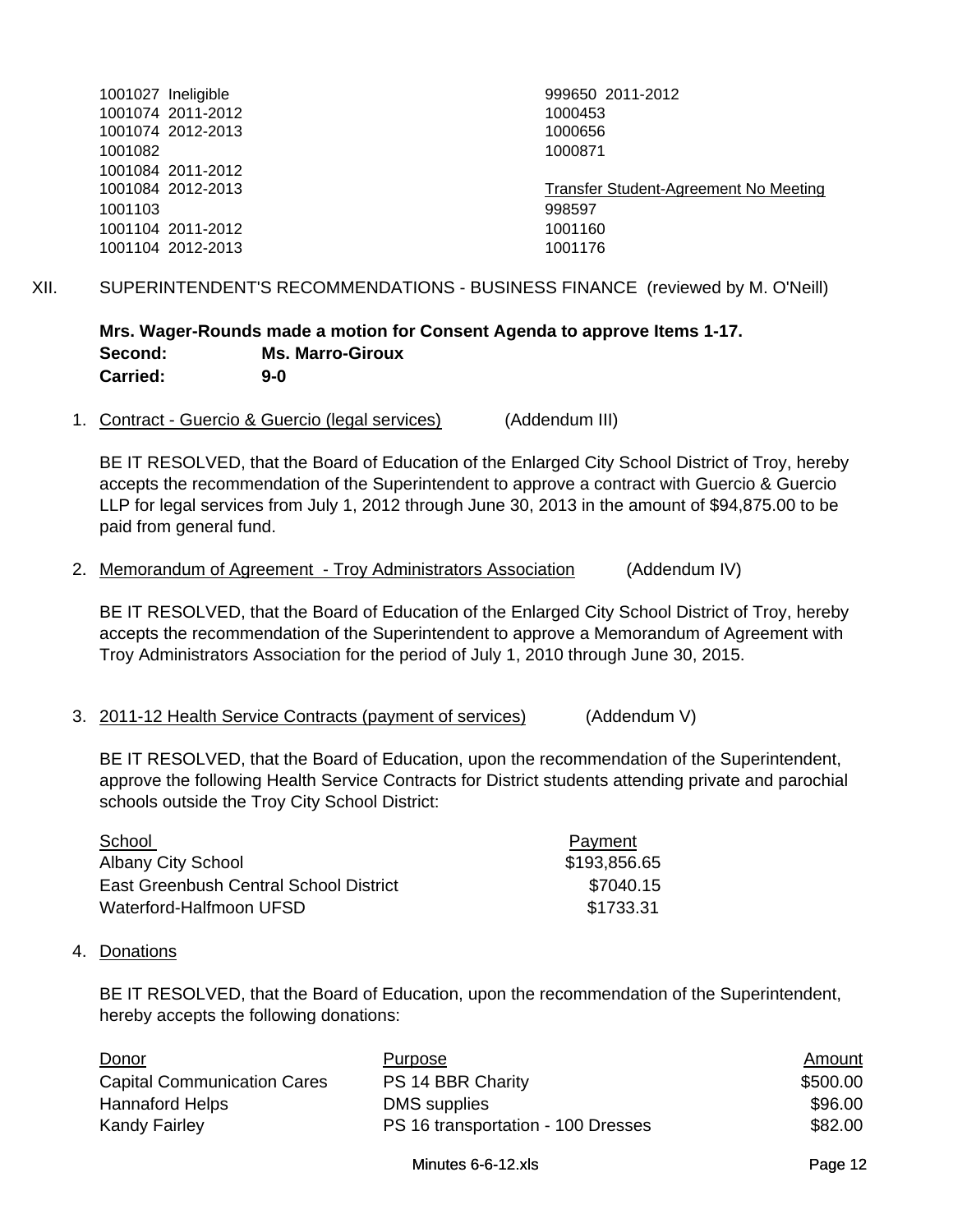1001027 Ineligible
1001074 2011-2012
1001074 2012-2013
1001082
1001084 2011-2012
1001084 2012-2013
1001103
1001104 2011-2012
1001104 2012-2013

999650 2011-2012
1000453
1000656
1000871

Transfer Student-Agreement No Meeting
998597
1001160
1001176

XII. SUPERINTENDENT'S RECOMMENDATIONS - BUSINESS FINANCE (reviewed by M. O'Neill)

**Mrs. Wager-Rounds made a motion for Consent Agenda to approve Items 1-17.**
**Second: Ms. Marro-Giroux**
**Carried: 9-0**

1. Contract - Guercio & Guercio (legal services) (Addendum III)

   BE IT RESOLVED, that the Board of Education of the Enlarged City School District of Troy, hereby accepts the recommendation of the Superintendent to approve a contract with Guercio & Guercio LLP for legal services from July 1, 2012 through June 30, 2013 in the amount of $94,875.00 to be paid from general fund.

2. Memorandum of Agreement - Troy Administrators Association (Addendum IV)

   BE IT RESOLVED, that the Board of Education of the Enlarged City School District of Troy, hereby accepts the recommendation of the Superintendent to approve a Memorandum of Agreement with Troy Administrators Association for the period of July 1, 2010 through June 30, 2015.

3. 2011-12 Health Service Contracts (payment of services) (Addendum V)

   BE IT RESOLVED, that the Board of Education, upon the recommendation of the Superintendent, approve the following Health Service Contracts for District students attending private and parochial schools outside the Troy City School District:

| School | Payment |
|---|---|
| Albany City School | $193,856.65 |
| East Greenbush Central School District | $7040.15 |
| Waterford-Halfmoon UFSD | $1733.31 |

4. Donations

   BE IT RESOLVED, that the Board of Education, upon the recommendation of the Superintendent, hereby accepts the following donations:

| Donor | Purpose | Amount |
|---|---|---|
| Capital Communication Cares | PS 14 BBR Charity | $500.00 |
| Hannaford Helps | DMS supplies | $96.00 |
| Kandy Fairley | PS 16 transportation - 100 Dresses | $82.00 |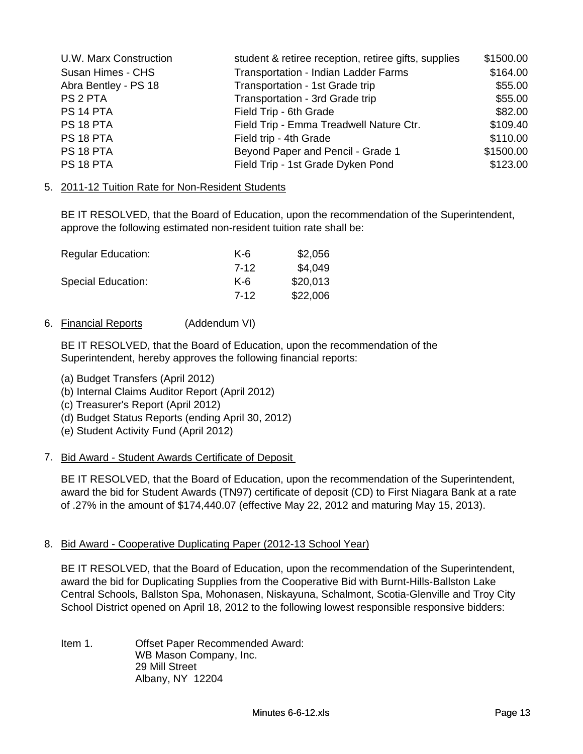| | | |
|---|---|---|
| U.W. Marx Construction | student & retiree reception, retiree gifts, supplies | $1500.00 |
| Susan Himes - CHS | Transportation - Indian Ladder Farms | $164.00 |
| Abra Bentley - PS 18 | Transportation - 1st Grade trip | $55.00 |
| PS 2 PTA | Transportation - 3rd Grade trip | $55.00 |
| PS 14 PTA | Field Trip - 6th Grade | $82.00 |
| PS 18 PTA | Field Trip - Emma Treadwell Nature Ctr. | $109.40 |
| PS 18 PTA | Field trip - 4th Grade | $110.00 |
| PS 18 PTA | Beyond Paper and Pencil - Grade 1 | $1500.00 |
| PS 18 PTA | Field Trip - 1st Grade Dyken Pond | $123.00 |

5. 2011-12 Tuition Rate for Non-Resident Students

BE IT RESOLVED, that the Board of Education, upon the recommendation of the Superintendent, approve the following estimated non-resident tuition rate shall be:

| | | |
|---|---|---|
| Regular Education: | K-6 | $2,056 |
| | 7-12 | $4,049 |
| Special Education: | K-6 | $20,013 |
| | 7-12 | $22,006 |

6. Financial Reports (Addendum VI)

BE IT RESOLVED, that the Board of Education, upon the recommendation of the Superintendent, hereby approves the following financial reports:

(a) Budget Transfers (April 2012)
(b) Internal Claims Auditor Report (April 2012)
(c) Treasurer's Report (April 2012)
(d) Budget Status Reports (ending April 30, 2012)
(e) Student Activity Fund (April 2012)

7. Bid Award - Student Awards Certificate of Deposit

BE IT RESOLVED, that the Board of Education, upon the recommendation of the Superintendent, award the bid for Student Awards (TN97) certificate of deposit (CD) to First Niagara Bank at a rate of .27% in the amount of $174,440.07 (effective May 22, 2012 and maturing May 15, 2013).

8. Bid Award - Cooperative Duplicating Paper (2012-13 School Year)

BE IT RESOLVED, that the Board of Education, upon the recommendation of the Superintendent, award the bid for Duplicating Supplies from the Cooperative Bid with Burnt-Hills-Ballston Lake Central Schools, Ballston Spa, Mohonasen, Niskayuna, Schalmont, Scotia-Glenville and Troy City School District opened on April 18, 2012 to the following lowest responsible responsive bidders:

Item 1. Offset Paper Recommended Award:
WB Mason Company, Inc.
29 Mill Street
Albany, NY 12204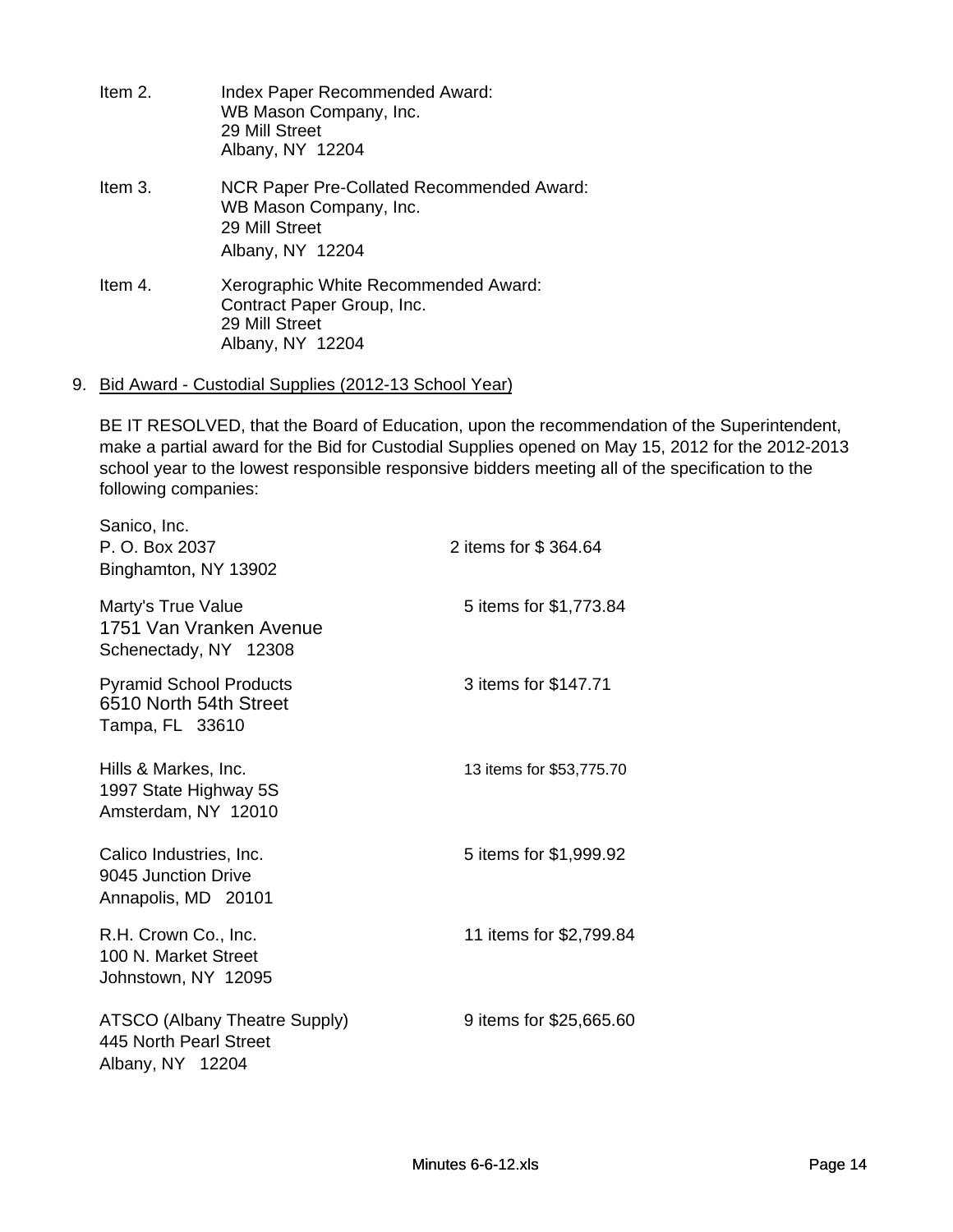Item 2. Index Paper Recommended Award:
WB Mason Company, Inc.
29 Mill Street
Albany, NY 12204

Item 3. NCR Paper Pre-Collated Recommended Award:
WB Mason Company, Inc.
29 Mill Street
Albany, NY 12204

Item 4. Xerographic White Recommended Award:
Contract Paper Group, Inc.
29 Mill Street
Albany, NY 12204

9. Bid Award - Custodial Supplies (2012-13 School Year)

BE IT RESOLVED, that the Board of Education, upon the recommendation of the Superintendent, make a partial award for the Bid for Custodial Supplies opened on May 15, 2012 for the 2012-2013 school year to the lowest responsible responsive bidders meeting all of the specification to the following companies:

| | |
|---|---|
| Sanico, Inc.<br>P. O. Box 2037<br>Binghamton, NY 13902 | 2 items for $ 364.64 |
| Marty's True Value<br>1751 Van Vranken Avenue<br>Schenectady, NY 12308 | 5 items for $1,773.84 |
| Pyramid School Products<br>6510 North 54th Street<br>Tampa, FL 33610 | 3 items for $147.71 |
| Hills & Markes, Inc.<br>1997 State Highway 5S<br>Amsterdam, NY 12010 | 13 items for $53,775.70 |
| Calico Industries, Inc.<br>9045 Junction Drive<br>Annapolis, MD 20101 | 5 items for $1,999.92 |
| R.H. Crown Co., Inc.<br>100 N. Market Street<br>Johnstown, NY 12095 | 11 items for $2,799.84 |
| ATSCO (Albany Theatre Supply)<br>445 North Pearl Street<br>Albany, NY 12204 | 9 items for $25,665.60 |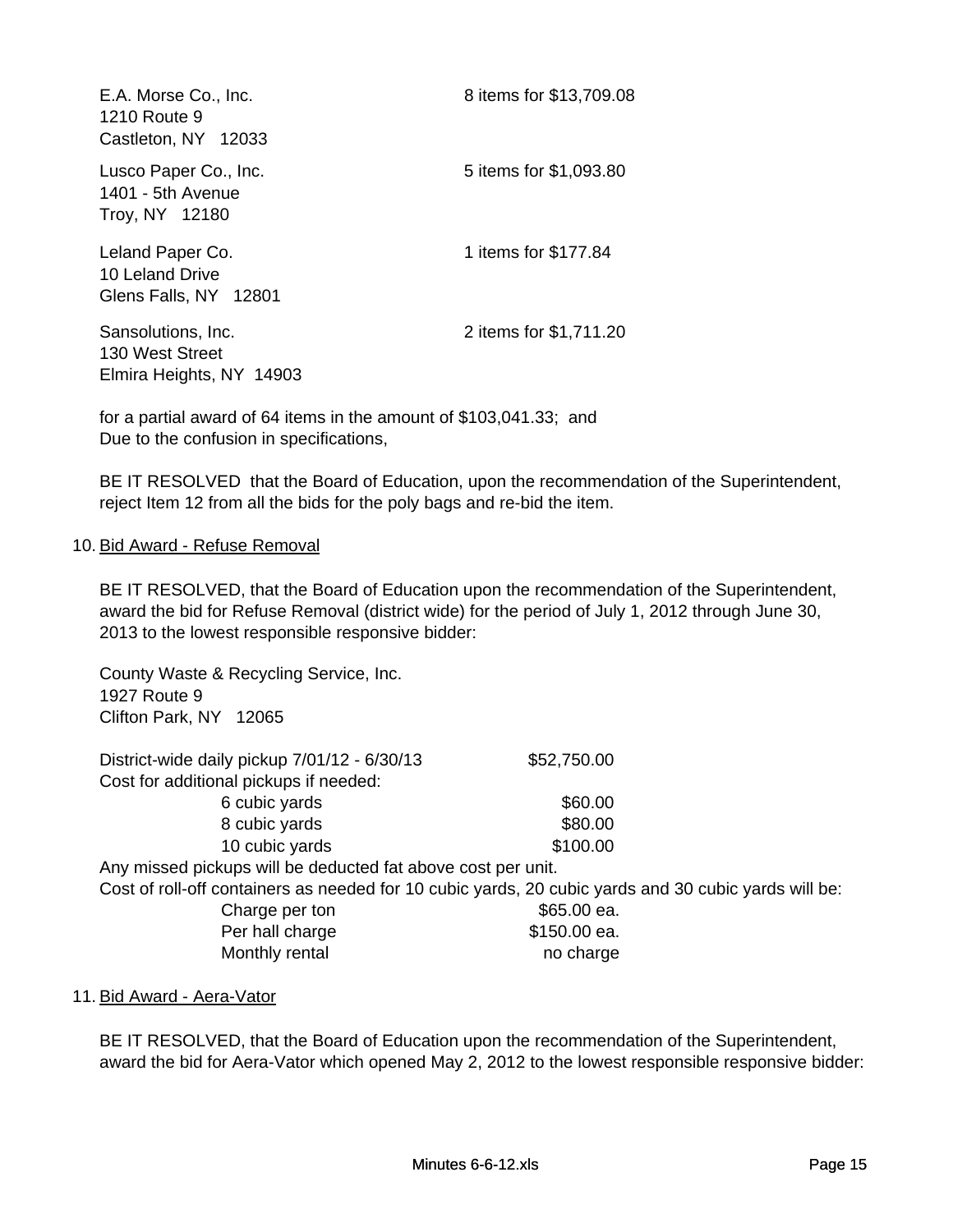| | |
|---|---|
| E.A. Morse Co., Inc.<br>1210 Route 9<br>Castleton, NY 12033 | 8 items for $13,709.08 |
| Lusco Paper Co., Inc.<br>1401 - 5th Avenue<br>Troy, NY 12180 | 5 items for $1,093.80 |
| Leland Paper Co.<br>10 Leland Drive<br>Glens Falls, NY 12801 | 1 items for $177.84 |
| Sansolutions, Inc.<br>130 West Street<br>Elmira Heights, NY 14903 | 2 items for $1,711.20 |

for a partial award of 64 items in the amount of $103,041.33; and
Due to the confusion in specifications,

BE IT RESOLVED that the Board of Education, upon the recommendation of the Superintendent, reject Item 12 from all the bids for the poly bags and re-bid the item.

10. Bid Award - Refuse Removal

BE IT RESOLVED, that the Board of Education upon the recommendation of the Superintendent, award the bid for Refuse Removal (district wide) for the period of July 1, 2012 through June 30, 2013 to the lowest responsible responsive bidder:

County Waste & Recycling Service, Inc.
1927 Route 9
Clifton Park, NY 12065

| | |
|---|---|
| District-wide daily pickup 7/01/12 - 6/30/13 | $52,750.00 |
| Cost for additional pickups if needed: | |
| 6 cubic yards | $60.00 |
| 8 cubic yards | $80.00 |
| 10 cubic yards | $100.00 |

Any missed pickups will be deducted fat above cost per unit.
Cost of roll-off containers as needed for 10 cubic yards, 20 cubic yards and 30 cubic yards will be:

| | |
|---|---|
| Charge per ton | $65.00 ea. |
| Per hall charge | $150.00 ea. |
| Monthly rental | no charge |

11. Bid Award - Aera-Vator

BE IT RESOLVED, that the Board of Education upon the recommendation of the Superintendent, award the bid for Aera-Vator which opened May 2, 2012 to the lowest responsible responsive bidder: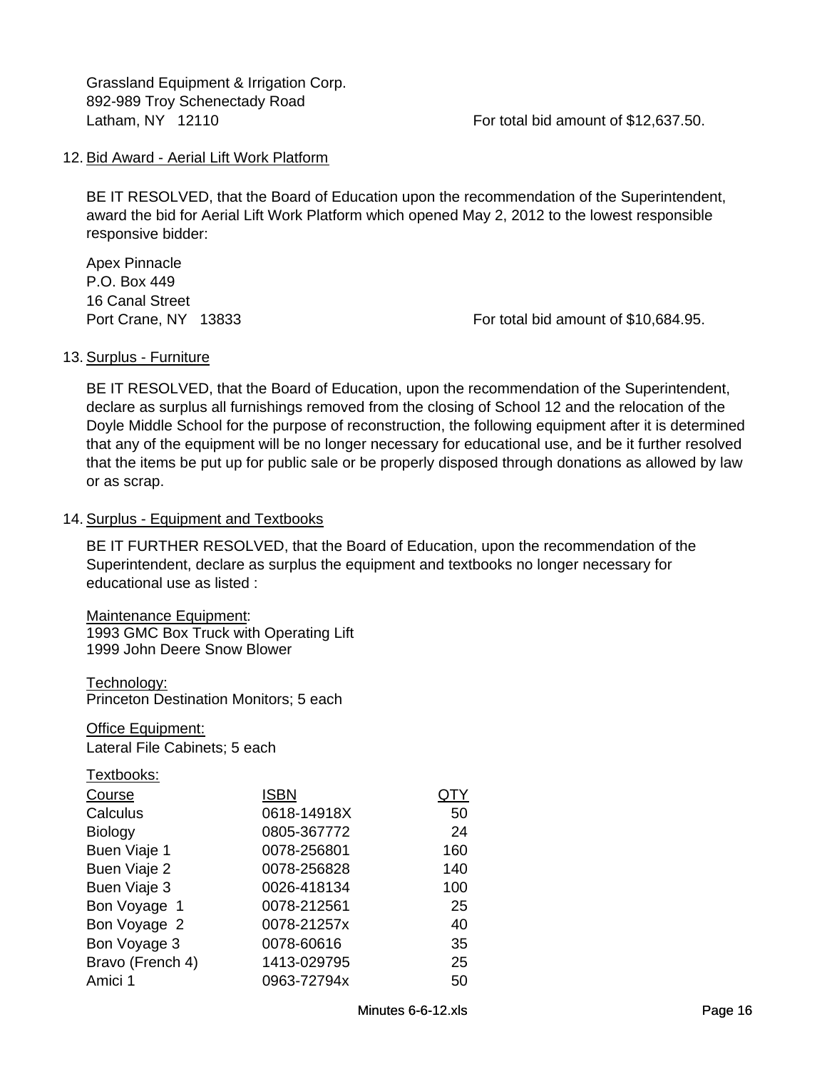Grassland Equipment & Irrigation Corp.
892-989 Troy Schenectady Road
Latham, NY 12110 For total bid amount of $12,637.50.

12. Bid Award - Aerial Lift Work Platform

BE IT RESOLVED, that the Board of Education upon the recommendation of the Superintendent, award the bid for Aerial Lift Work Platform which opened May 2, 2012 to the lowest responsible responsive bidder:

Apex Pinnacle
P.O. Box 449
16 Canal Street
Port Crane, NY 13833 For total bid amount of $10,684.95.

13. Surplus - Furniture

BE IT RESOLVED, that the Board of Education, upon the recommendation of the Superintendent, declare as surplus all furnishings removed from the closing of School 12 and the relocation of the Doyle Middle School for the purpose of reconstruction, the following equipment after it is determined that any of the equipment will be no longer necessary for educational use, and be it further resolved that the items be put up for public sale or be properly disposed through donations as allowed by law or as scrap.

14. Surplus - Equipment and Textbooks

BE IT FURTHER RESOLVED, that the Board of Education, upon the recommendation of the Superintendent, declare as surplus the equipment and textbooks no longer necessary for educational use as listed :

Maintenance Equipment:
1993 GMC Box Truck with Operating Lift
1999 John Deere Snow Blower

Technology:
Princeton Destination Monitors; 5 each

Office Equipment:
Lateral File Cabinets; 5 each

Textbooks:

| Course | ISBN | QTY |
|---|---|---|
| Calculus | 0618-14918X | 50 |
| Biology | 0805-367772 | 24 |
| Buen Viaje 1 | 0078-256801 | 160 |
| Buen Viaje 2 | 0078-256828 | 140 |
| Buen Viaje 3 | 0026-418134 | 100 |
| Bon Voyage 1 | 0078-212561 | 25 |
| Bon Voyage 2 | 0078-21257x | 40 |
| Bon Voyage 3 | 0078-60616 | 35 |
| Bravo (French 4) | 1413-029795 | 25 |
| Amici 1 | 0963-72794x | 50 |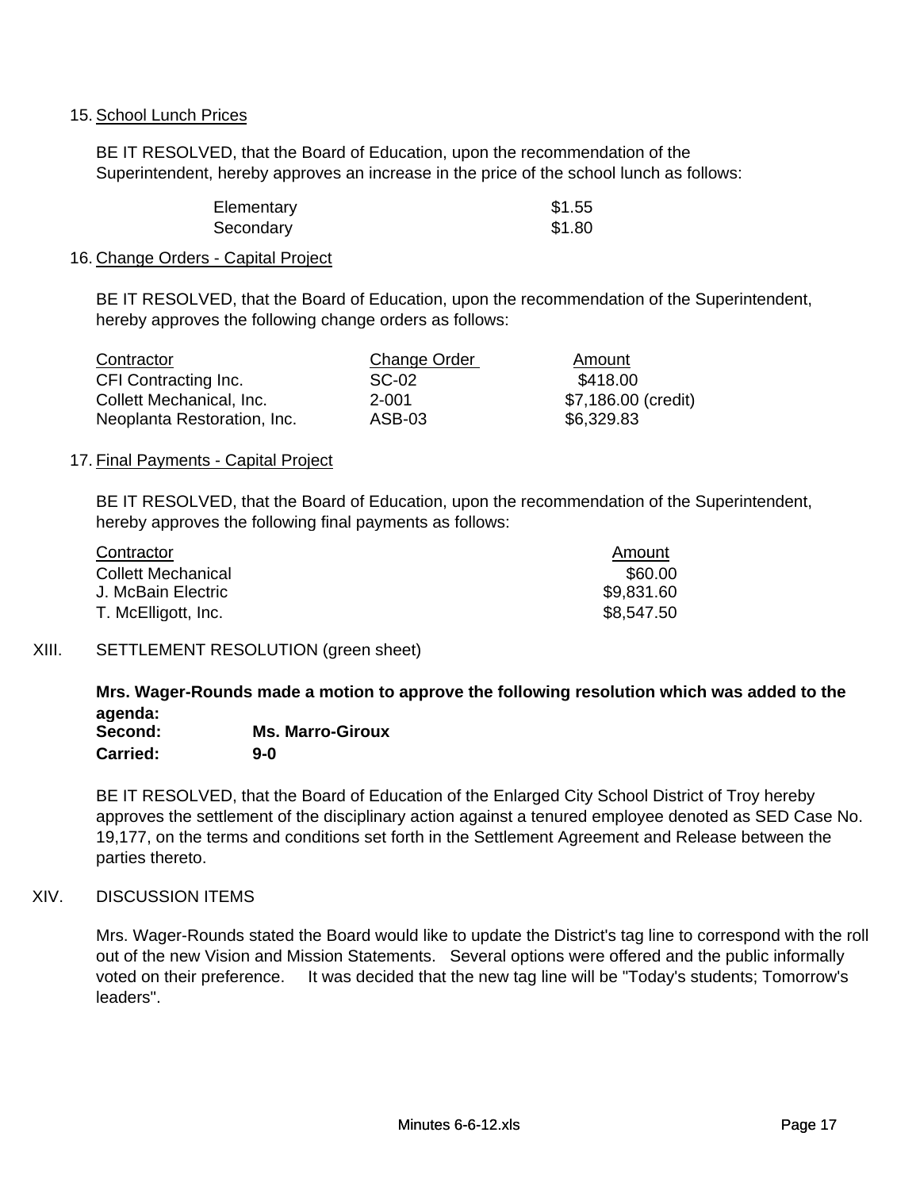15. School Lunch Prices

    BE IT RESOLVED, that the Board of Education, upon the recommendation of the Superintendent, hereby approves an increase in the price of the school lunch as follows:

| | |
|---|---|
| Elementary | $1.55 |
| Secondary | $1.80 |

16. Change Orders - Capital Project

    BE IT RESOLVED, that the Board of Education, upon the recommendation of the Superintendent, hereby approves the following change orders as follows:

| Contractor | Change Order | Amount |
|---|---|---|
| CFI Contracting Inc. | SC-02 | $418.00 |
| Collett Mechanical, Inc. | 2-001 | $7,186.00 (credit) |
| Neoplanta Restoration, Inc. | ASB-03 | $6,329.83 |

17. Final Payments - Capital Project

    BE IT RESOLVED, that the Board of Education, upon the recommendation of the Superintendent, hereby approves the following final payments as follows:

| Contractor | Amount |
|---|---|
| Collett Mechanical | $60.00 |
| J. McBain Electric | $9,831.60 |
| T. McElligott, Inc. | $8,547.50 |

XIII. SETTLEMENT RESOLUTION (green sheet)

**Mrs. Wager-Rounds made a motion to approve the following resolution which was added to the agenda:**
**Second: Ms. Marro-Giroux**
**Carried: 9-0**

BE IT RESOLVED, that the Board of Education of the Enlarged City School District of Troy hereby approves the settlement of the disciplinary action against a tenured employee denoted as SED Case No. 19,177, on the terms and conditions set forth in the Settlement Agreement and Release between the parties thereto.

XIV. DISCUSSION ITEMS

Mrs. Wager-Rounds stated the Board would like to update the District's tag line to correspond with the roll out of the new Vision and Mission Statements. Several options were offered and the public informally voted on their preference. It was decided that the new tag line will be "Today's students; Tomorrow's leaders".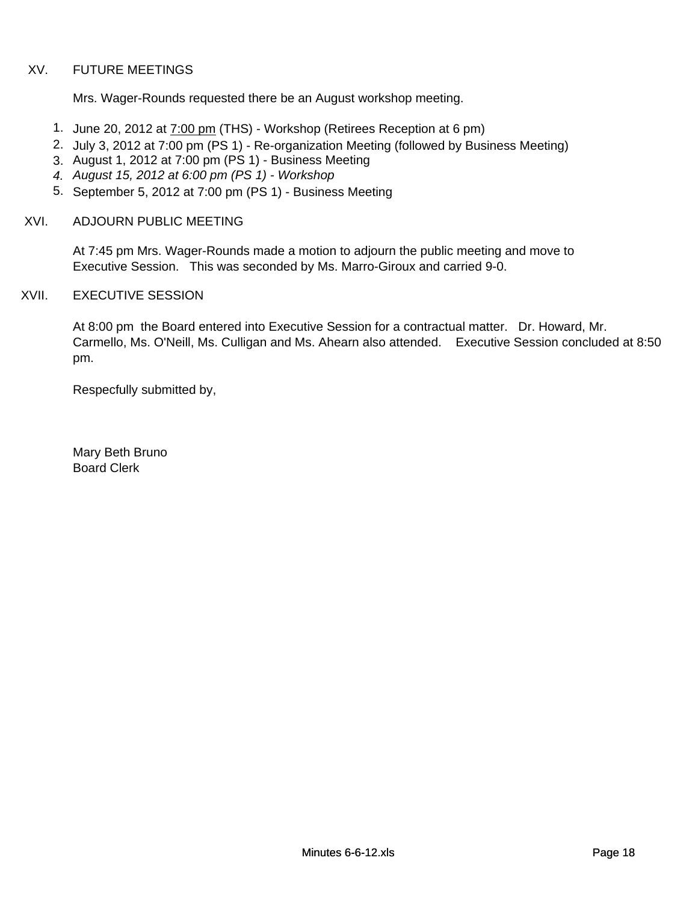XV. FUTURE MEETINGS

Mrs. Wager-Rounds requested there be an August workshop meeting.

1. June 20, 2012 at 7:00 pm (THS) - Workshop (Retirees Reception at 6 pm)
2. July 3, 2012 at 7:00 pm (PS 1) - Re-organization Meeting (followed by Business Meeting)
3. August 1, 2012 at 7:00 pm (PS 1) - Business Meeting
4. *August 15, 2012 at 6:00 pm (PS 1) - Workshop*
5. September 5, 2012 at 7:00 pm (PS 1) - Business Meeting

XVI. ADJOURN PUBLIC MEETING

At 7:45 pm Mrs. Wager-Rounds made a motion to adjourn the public meeting and move to Executive Session. This was seconded by Ms. Marro-Giroux and carried 9-0.

XVII. EXECUTIVE SESSION

At 8:00 pm the Board entered into Executive Session for a contractual matter. Dr. Howard, Mr. Carmello, Ms. O'Neill, Ms. Culligan and Ms. Ahearn also attended. Executive Session concluded at 8:50 pm.

Respecfully submitted by,

Mary Beth Bruno
Board Clerk